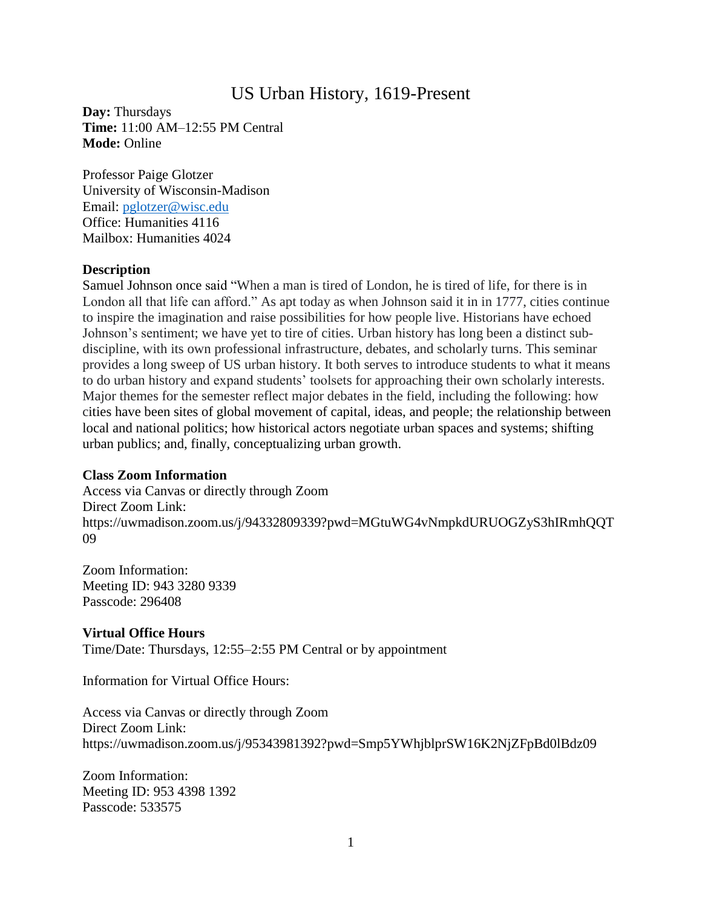# US Urban History, 1619-Present

**Day:** Thursdays
**Time:** 11:00 AM–12:55 PM Central
**Mode:** Online

Professor Paige Glotzer
University of Wisconsin-Madison
Email: pglotzer@wisc.edu
Office: Humanities 4116
Mailbox: Humanities 4024

**Description**

Samuel Johnson once said "When a man is tired of London, he is tired of life, for there is in London all that life can afford." As apt today as when Johnson said it in in 1777, cities continue to inspire the imagination and raise possibilities for how people live. Historians have echoed Johnson's sentiment; we have yet to tire of cities. Urban history has long been a distinct sub-discipline, with its own professional infrastructure, debates, and scholarly turns. This seminar provides a long sweep of US urban history. It both serves to introduce students to what it means to do urban history and expand students' toolsets for approaching their own scholarly interests. Major themes for the semester reflect major debates in the field, including the following: how cities have been sites of global movement of capital, ideas, and people; the relationship between local and national politics; how historical actors negotiate urban spaces and systems; shifting urban publics; and, finally, conceptualizing urban growth.

**Class Zoom Information**

Access via Canvas or directly through Zoom
Direct Zoom Link:
https://uwmadison.zoom.us/j/94332809339?pwd=MGtuWG4vNmpkdURUOGZyS3hIRmhQQT09

Zoom Information:
Meeting ID: 943 3280 9339
Passcode: 296408

**Virtual Office Hours**

Time/Date: Thursdays, 12:55–2:55 PM Central or by appointment

Information for Virtual Office Hours:

Access via Canvas or directly through Zoom
Direct Zoom Link:
https://uwmadison.zoom.us/j/95343981392?pwd=Smp5YWhjblprSW16K2NjZFpBd0lBdz09

Zoom Information:
Meeting ID: 953 4398 1392
Passcode: 533575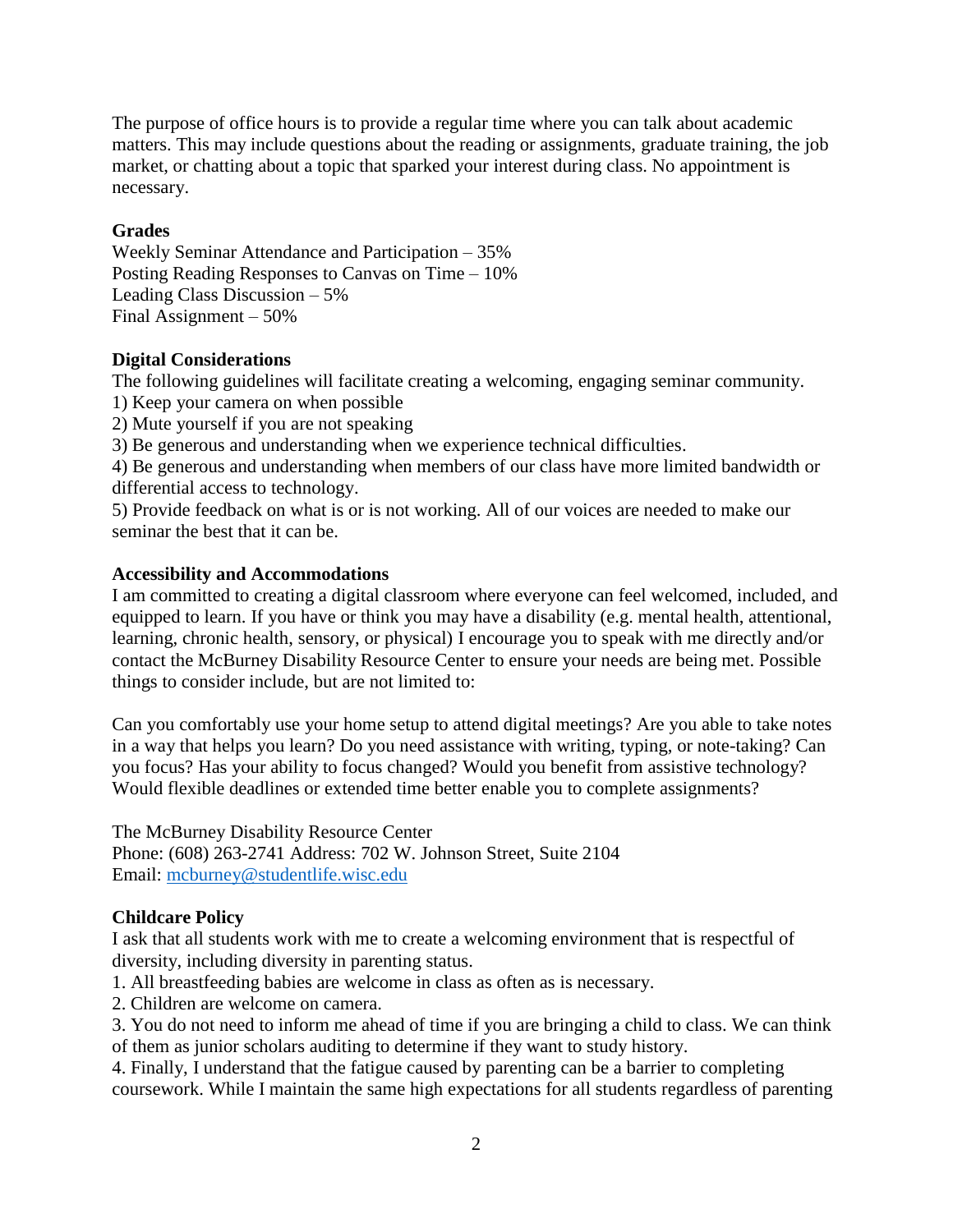The purpose of office hours is to provide a regular time where you can talk about academic matters. This may include questions about the reading or assignments, graduate training, the job market, or chatting about a topic that sparked your interest during class. No appointment is necessary.

**Grades**

Weekly Seminar Attendance and Participation – 35%
Posting Reading Responses to Canvas on Time – 10%
Leading Class Discussion – 5%
Final Assignment – 50%

**Digital Considerations**

The following guidelines will facilitate creating a welcoming, engaging seminar community.

1) Keep your camera on when possible
2) Mute yourself if you are not speaking
3) Be generous and understanding when we experience technical difficulties.
4) Be generous and understanding when members of our class have more limited bandwidth or differential access to technology.
5) Provide feedback on what is or is not working. All of our voices are needed to make our seminar the best that it can be.

**Accessibility and Accommodations**

I am committed to creating a digital classroom where everyone can feel welcomed, included, and equipped to learn. If you have or think you may have a disability (e.g. mental health, attentional, learning, chronic health, sensory, or physical) I encourage you to speak with me directly and/or contact the McBurney Disability Resource Center to ensure your needs are being met. Possible things to consider include, but are not limited to:

Can you comfortably use your home setup to attend digital meetings? Are you able to take notes in a way that helps you learn? Do you need assistance with writing, typing, or note-taking? Can you focus? Has your ability to focus changed? Would you benefit from assistive technology? Would flexible deadlines or extended time better enable you to complete assignments?

The McBurney Disability Resource Center
Phone: (608) 263-2741 Address: 702 W. Johnson Street, Suite 2104
Email: mcburney@studentlife.wisc.edu

**Childcare Policy**

I ask that all students work with me to create a welcoming environment that is respectful of diversity, including diversity in parenting status.

1. All breastfeeding babies are welcome in class as often as is necessary.
2. Children are welcome on camera.
3. You do not need to inform me ahead of time if you are bringing a child to class. We can think of them as junior scholars auditing to determine if they want to study history.
4. Finally, I understand that the fatigue caused by parenting can be a barrier to completing coursework. While I maintain the same high expectations for all students regardless of parenting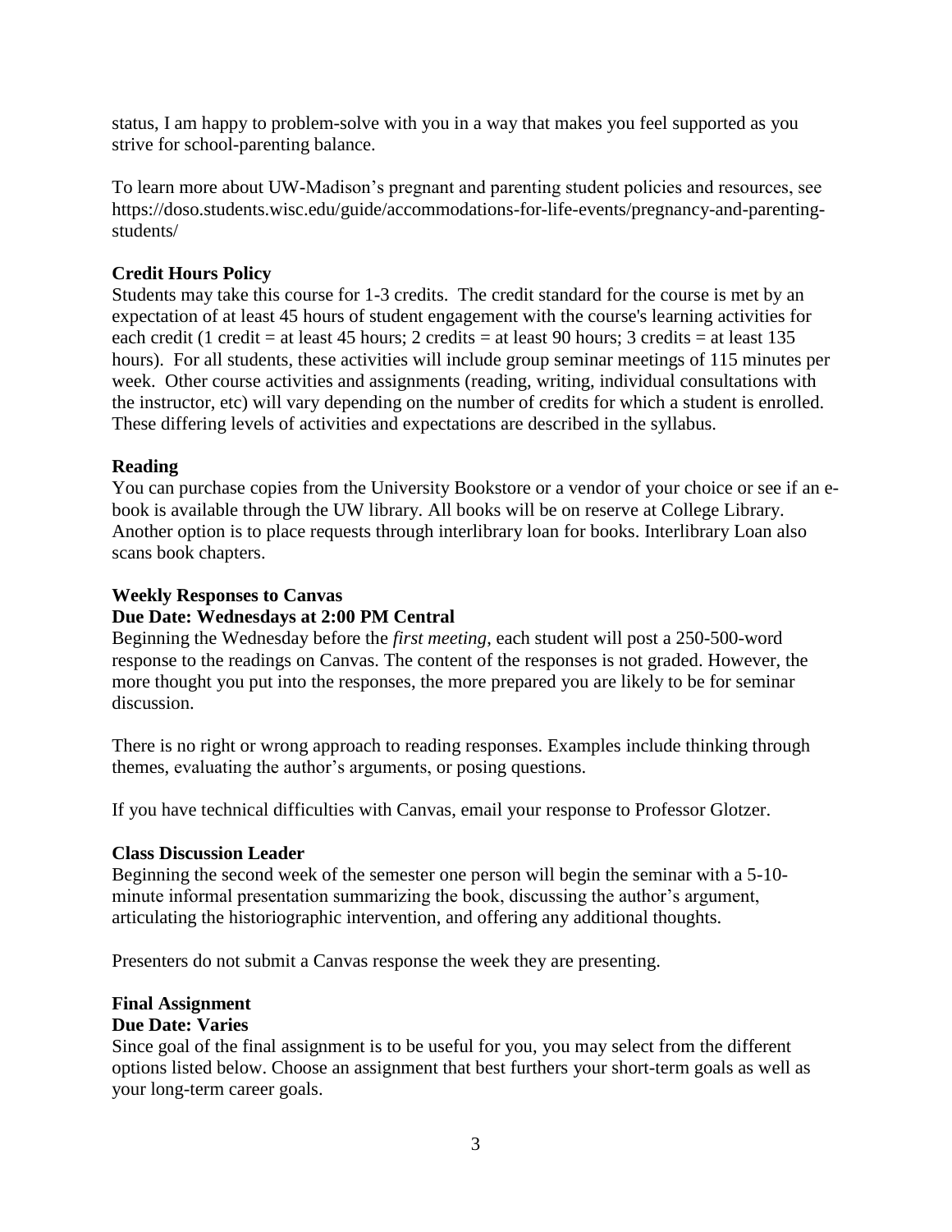status, I am happy to problem-solve with you in a way that makes you feel supported as you strive for school-parenting balance.

To learn more about UW-Madison's pregnant and parenting student policies and resources, see https://doso.students.wisc.edu/guide/accommodations-for-life-events/pregnancy-and-parenting-students/

**Credit Hours Policy**

Students may take this course for 1-3 credits. The credit standard for the course is met by an expectation of at least 45 hours of student engagement with the course's learning activities for each credit (1 credit = at least 45 hours; 2 credits = at least 90 hours; 3 credits = at least 135 hours). For all students, these activities will include group seminar meetings of 115 minutes per week. Other course activities and assignments (reading, writing, individual consultations with the instructor, etc) will vary depending on the number of credits for which a student is enrolled. These differing levels of activities and expectations are described in the syllabus.

**Reading**

You can purchase copies from the University Bookstore or a vendor of your choice or see if an e-book is available through the UW library. All books will be on reserve at College Library. Another option is to place requests through interlibrary loan for books. Interlibrary Loan also scans book chapters.

**Weekly Responses to Canvas**

**Due Date: Wednesdays at 2:00 PM Central**

Beginning the Wednesday before the *first meeting*, each student will post a 250-500-word response to the readings on Canvas. The content of the responses is not graded. However, the more thought you put into the responses, the more prepared you are likely to be for seminar discussion.

There is no right or wrong approach to reading responses. Examples include thinking through themes, evaluating the author's arguments, or posing questions.

If you have technical difficulties with Canvas, email your response to Professor Glotzer.

**Class Discussion Leader**

Beginning the second week of the semester one person will begin the seminar with a 5-10-minute informal presentation summarizing the book, discussing the author's argument, articulating the historiographic intervention, and offering any additional thoughts.

Presenters do not submit a Canvas response the week they are presenting.

**Final Assignment**

**Due Date: Varies**

Since goal of the final assignment is to be useful for you, you may select from the different options listed below. Choose an assignment that best furthers your short-term goals as well as your long-term career goals.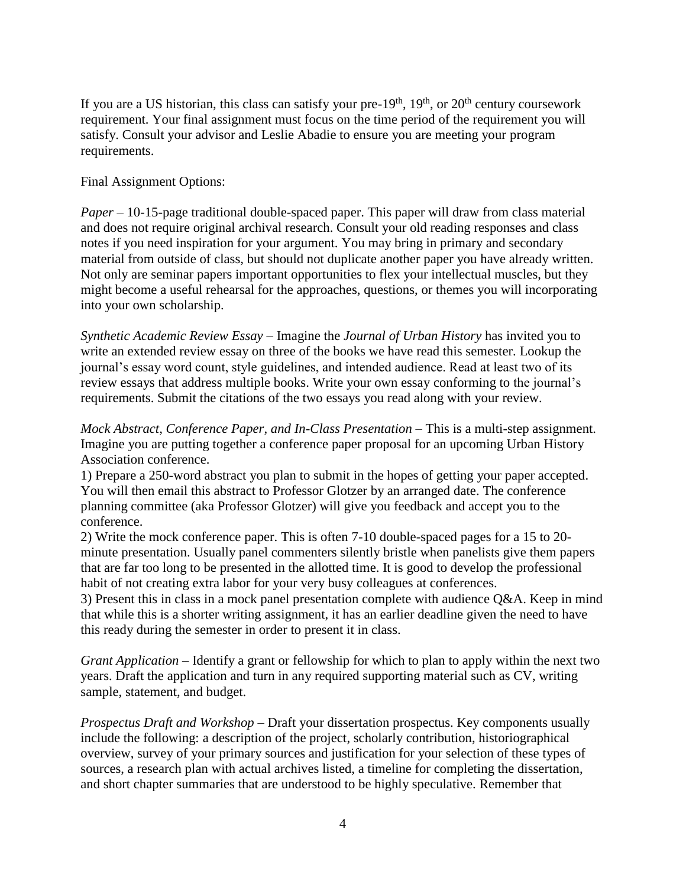If you are a US historian, this class can satisfy your pre-19$^{th}$, 19$^{th}$, or 20$^{th}$ century coursework requirement. Your final assignment must focus on the time period of the requirement you will satisfy. Consult your advisor and Leslie Abadie to ensure you are meeting your program requirements.

Final Assignment Options:

*Paper* – 10-15-page traditional double-spaced paper. This paper will draw from class material and does not require original archival research. Consult your old reading responses and class notes if you need inspiration for your argument. You may bring in primary and secondary material from outside of class, but should not duplicate another paper you have already written. Not only are seminar papers important opportunities to flex your intellectual muscles, but they might become a useful rehearsal for the approaches, questions, or themes you will incorporating into your own scholarship.

*Synthetic Academic Review Essay* – Imagine the *Journal of Urban History* has invited you to write an extended review essay on three of the books we have read this semester. Lookup the journal's essay word count, style guidelines, and intended audience. Read at least two of its review essays that address multiple books. Write your own essay conforming to the journal's requirements. Submit the citations of the two essays you read along with your review.

*Mock Abstract, Conference Paper, and In-Class Presentation* – This is a multi-step assignment. Imagine you are putting together a conference paper proposal for an upcoming Urban History Association conference.

1) Prepare a 250-word abstract you plan to submit in the hopes of getting your paper accepted. You will then email this abstract to Professor Glotzer by an arranged date. The conference planning committee (aka Professor Glotzer) will give you feedback and accept you to the conference.

2) Write the mock conference paper. This is often 7-10 double-spaced pages for a 15 to 20-minute presentation. Usually panel commenters silently bristle when panelists give them papers that are far too long to be presented in the allotted time. It is good to develop the professional habit of not creating extra labor for your very busy colleagues at conferences.

3) Present this in class in a mock panel presentation complete with audience Q&A. Keep in mind that while this is a shorter writing assignment, it has an earlier deadline given the need to have this ready during the semester in order to present it in class.

*Grant Application* – Identify a grant or fellowship for which to plan to apply within the next two years. Draft the application and turn in any required supporting material such as CV, writing sample, statement, and budget.

*Prospectus Draft and Workshop* – Draft your dissertation prospectus. Key components usually include the following: a description of the project, scholarly contribution, historiographical overview, survey of your primary sources and justification for your selection of these types of sources, a research plan with actual archives listed, a timeline for completing the dissertation, and short chapter summaries that are understood to be highly speculative. Remember that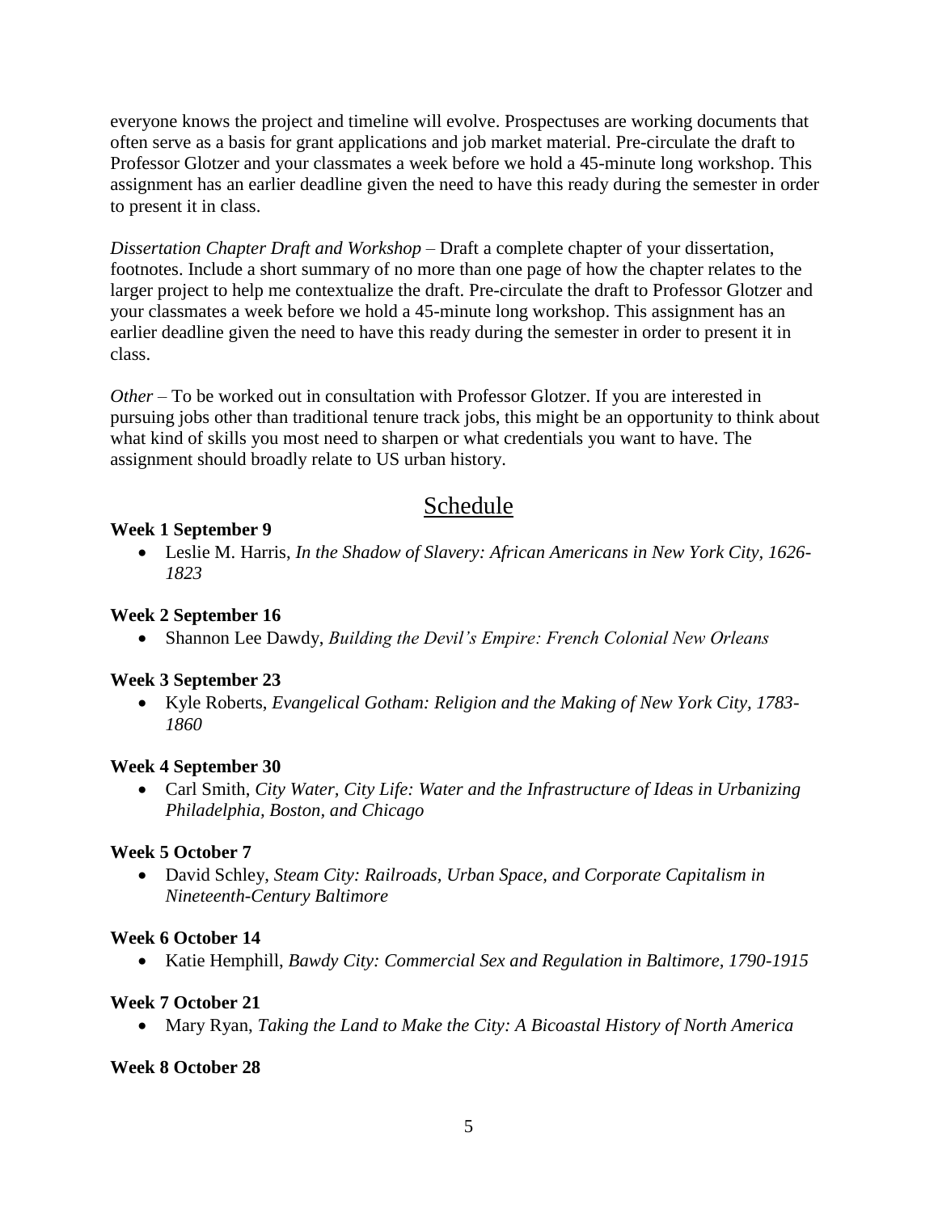everyone knows the project and timeline will evolve. Prospectuses are working documents that often serve as a basis for grant applications and job market material. Pre-circulate the draft to Professor Glotzer and your classmates a week before we hold a 45-minute long workshop. This assignment has an earlier deadline given the need to have this ready during the semester in order to present it in class.

*Dissertation Chapter Draft and Workshop* – Draft a complete chapter of your dissertation, footnotes. Include a short summary of no more than one page of how the chapter relates to the larger project to help me contextualize the draft. Pre-circulate the draft to Professor Glotzer and your classmates a week before we hold a 45-minute long workshop. This assignment has an earlier deadline given the need to have this ready during the semester in order to present it in class.

*Other* – To be worked out in consultation with Professor Glotzer. If you are interested in pursuing jobs other than traditional tenure track jobs, this might be an opportunity to think about what kind of skills you most need to sharpen or what credentials you want to have. The assignment should broadly relate to US urban history.

## Schedule

**Week 1 September 9**

- Leslie M. Harris, *In the Shadow of Slavery: African Americans in New York City, 1626-1823*

**Week 2 September 16**

- Shannon Lee Dawdy, *Building the Devil's Empire: French Colonial New Orleans*

**Week 3 September 23**

- Kyle Roberts, *Evangelical Gotham: Religion and the Making of New York City, 1783-1860*

**Week 4 September 30**

- Carl Smith, *City Water, City Life: Water and the Infrastructure of Ideas in Urbanizing Philadelphia, Boston, and Chicago*

**Week 5 October 7**

- David Schley, *Steam City: Railroads, Urban Space, and Corporate Capitalism in Nineteenth-Century Baltimore*

**Week 6 October 14**

- Katie Hemphill, *Bawdy City: Commercial Sex and Regulation in Baltimore, 1790-1915*

**Week 7 October 21**

- Mary Ryan, *Taking the Land to Make the City: A Bicoastal History of North America*

**Week 8 October 28**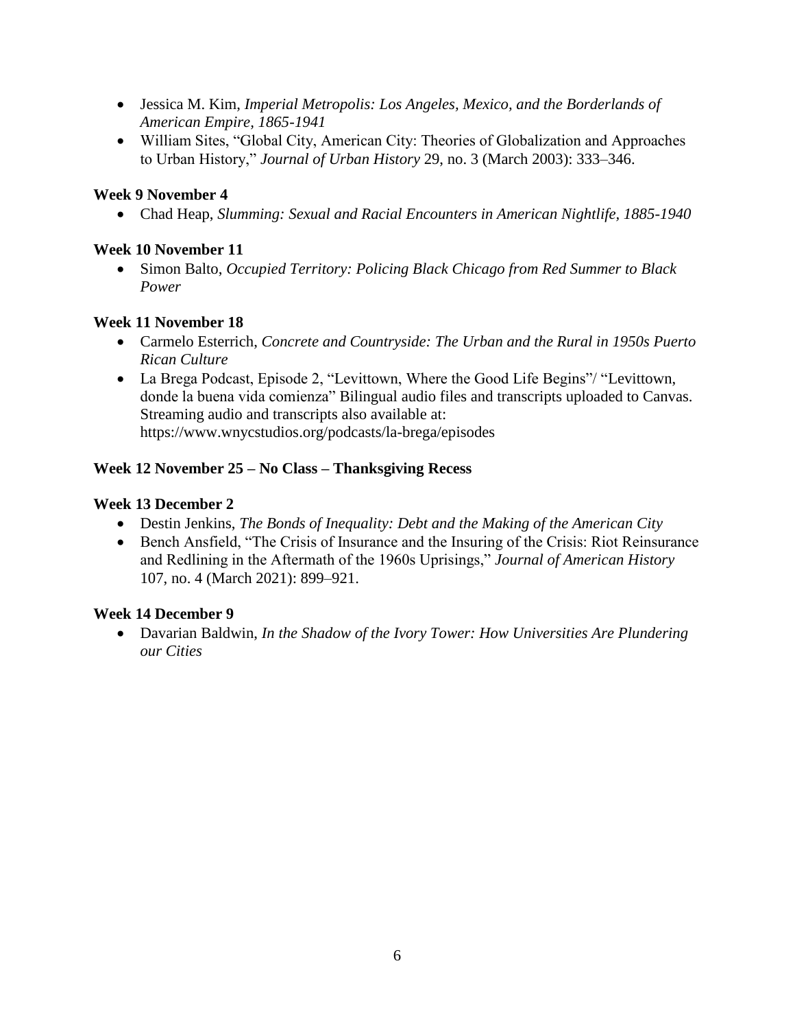- Jessica M. Kim, *Imperial Metropolis: Los Angeles, Mexico, and the Borderlands of American Empire, 1865-1941*
- William Sites, "Global City, American City: Theories of Globalization and Approaches to Urban History," *Journal of Urban History* 29, no. 3 (March 2003): 333–346.

**Week 9 November 4**

- Chad Heap, *Slumming: Sexual and Racial Encounters in American Nightlife, 1885-1940*

**Week 10 November 11**

- Simon Balto, *Occupied Territory: Policing Black Chicago from Red Summer to Black Power*

**Week 11 November 18**

- Carmelo Esterrich, *Concrete and Countryside: The Urban and the Rural in 1950s Puerto Rican Culture*
- La Brega Podcast, Episode 2, "Levittown, Where the Good Life Begins"/ "Levittown, donde la buena vida comienza" Bilingual audio files and transcripts uploaded to Canvas. Streaming audio and transcripts also available at: https://www.wnycstudios.org/podcasts/la-brega/episodes

**Week 12 November 25 – No Class – Thanksgiving Recess**

**Week 13 December 2**

- Destin Jenkins, *The Bonds of Inequality: Debt and the Making of the American City*
- Bench Ansfield, "The Crisis of Insurance and the Insuring of the Crisis: Riot Reinsurance and Redlining in the Aftermath of the 1960s Uprisings," *Journal of American History* 107, no. 4 (March 2021): 899–921.

**Week 14 December 9**

- Davarian Baldwin, *In the Shadow of the Ivory Tower: How Universities Are Plundering our Cities*